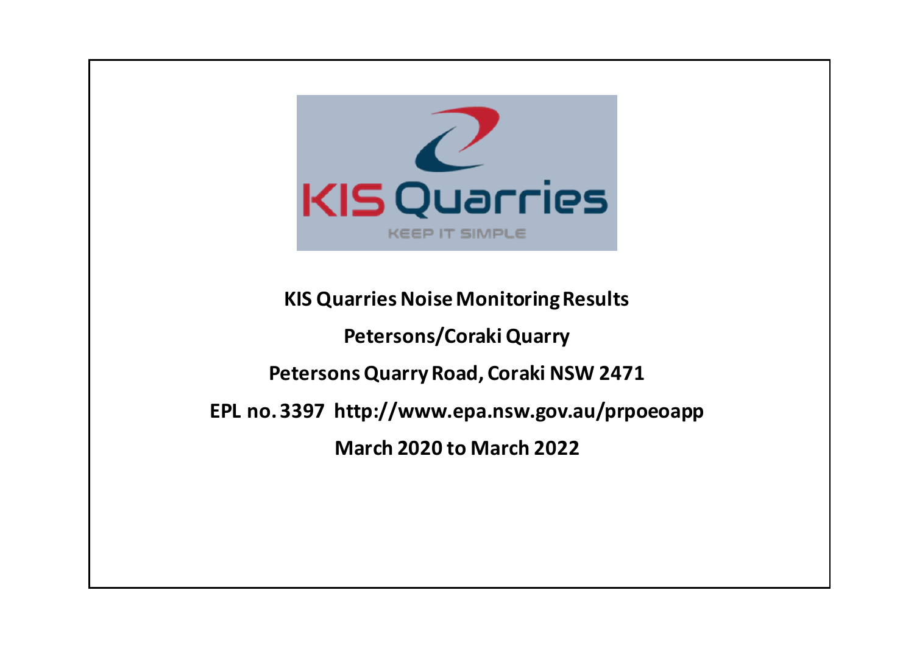# KIS Quarries Noise Monitoring Results

## Petersons/Coraki Quarry

## Petersons Quarry Road, Coraki NSW 2471

## EPL no. 3397 http://www.epa.nsw.gov.au/prpoeoapp

## March 2020 to March 2022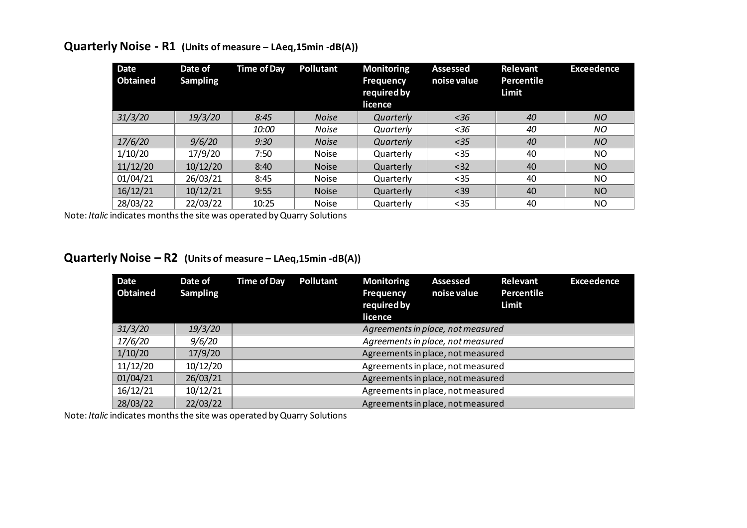## Quarterly Noise - R1 (Units of measure – LAeq,15min -dB(A))

| Date Obtained | Date of Sampling | Time of Day | Pollutant | Monitoring Frequency required by licence | Assessed noise value | Relevant Percentile Limit | Exceedence |
|---|---|---|---|---|---|---|---|
| *31/3/20* | *19/3/20* | *8:45* | *Noise* | *Quarterly* | *<36* | *40* | *NO* |
| | | *10:00* | *Noise* | *Quarterly* | *<36* | *40* | *NO* |
| *17/6/20* | *9/6/20* | *9:30* | *Noise* | *Quarterly* | *<35* | *40* | *NO* |
| 1/10/20 | 17/9/20 | 7:50 | Noise | Quarterly | <35 | 40 | NO |
| 11/12/20 | 10/12/20 | 8:40 | Noise | Quarterly | <32 | 40 | NO |
| 01/04/21 | 26/03/21 | 8:45 | Noise | Quarterly | <35 | 40 | NO |
| 16/12/21 | 10/12/21 | 9:55 | Noise | Quarterly | <39 | 40 | NO |
| 28/03/22 | 22/03/22 | 10:25 | Noise | Quarterly | <35 | 40 | NO |

Note: *Italic* indicates months the site was operated by Quarry Solutions

## Quarterly Noise – R2 (Units of measure – LAeq,15min -dB(A))

| Date Obtained | Date of Sampling | Time of Day | Pollutant | Monitoring Frequency required by licence | Assessed noise value | Relevant Percentile Limit | Exceedence |
|---|---|---|---|---|---|---|---|
| *31/3/20* | *19/3/20* | *Agreements in place, not measured* | | | | | |
| *17/6/20* | *9/6/20* | *Agreements in place, not measured* | | | | | |
| 1/10/20 | 17/9/20 | Agreements in place, not measured | | | | | |
| 11/12/20 | 10/12/20 | Agreements in place, not measured | | | | | |
| 01/04/21 | 26/03/21 | Agreements in place, not measured | | | | | |
| 16/12/21 | 10/12/21 | Agreements in place, not measured | | | | | |
| 28/03/22 | 22/03/22 | Agreements in place, not measured | | | | | |

Note: *Italic* indicates months the site was operated by Quarry Solutions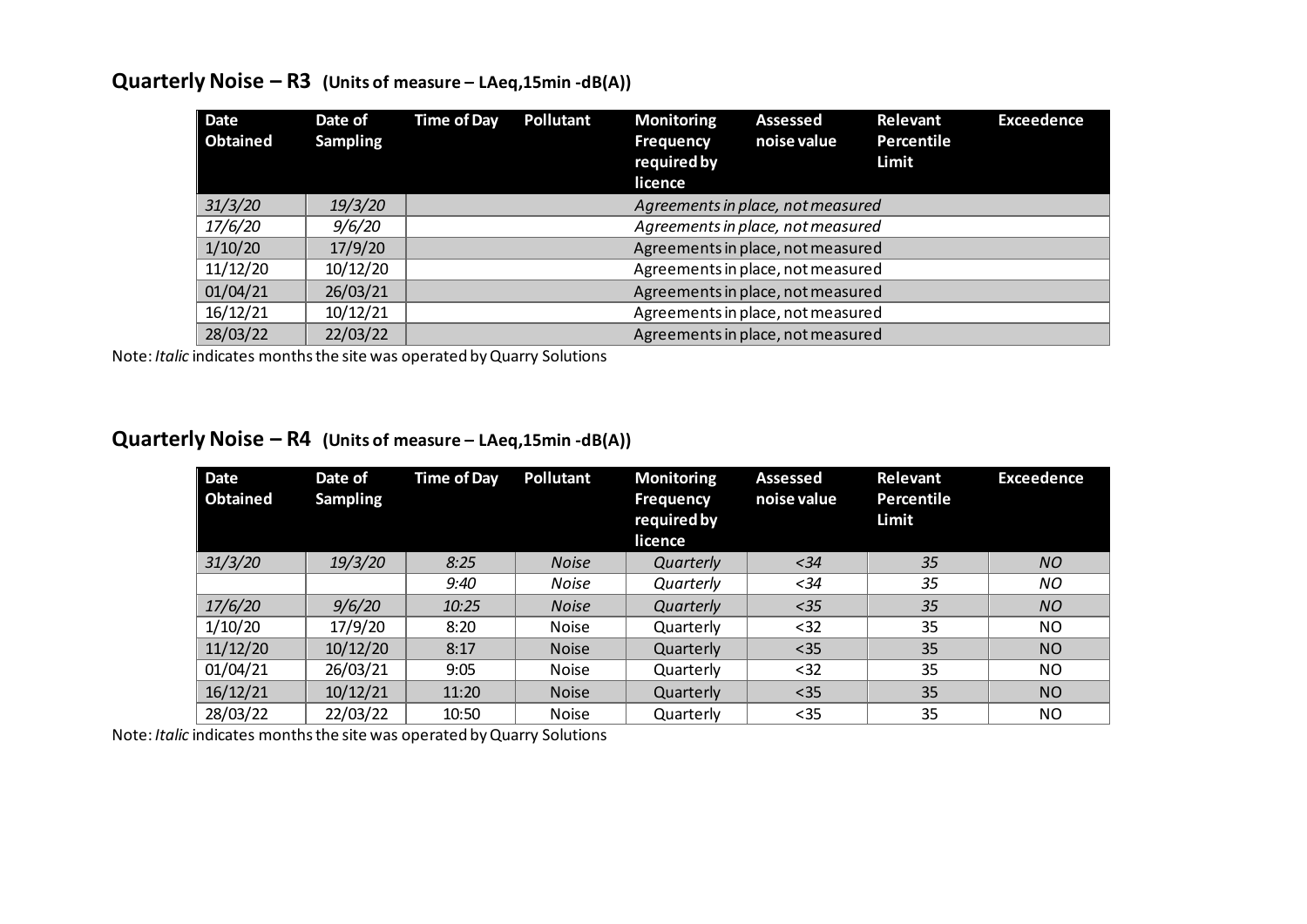## Quarterly Noise – R3 (Units of measure – LAeq,15min -dB(A))

| Date Obtained | Date of Sampling | Time of Day | Pollutant | Monitoring Frequency required by licence | Assessed noise value | Relevant Percentile Limit | Exceedence |
|---|---|---|---|---|---|---|---|
| *31/3/20* | *19/3/20* | *Agreements in place, not measured* | | | | | |
| *17/6/20* | *9/6/20* | *Agreements in place, not measured* | | | | | |
| 1/10/20 | 17/9/20 | Agreements in place, not measured | | | | | |
| 11/12/20 | 10/12/20 | Agreements in place, not measured | | | | | |
| 01/04/21 | 26/03/21 | Agreements in place, not measured | | | | | |
| 16/12/21 | 10/12/21 | Agreements in place, not measured | | | | | |
| 28/03/22 | 22/03/22 | Agreements in place, not measured | | | | | |

Note: *Italic* indicates months the site was operated by Quarry Solutions

## Quarterly Noise – R4 (Units of measure – LAeq,15min -dB(A))

| Date Obtained | Date of Sampling | Time of Day | Pollutant | Monitoring Frequency required by licence | Assessed noise value | Relevant Percentile Limit | Exceedence |
|---|---|---|---|---|---|---|---|
| *31/3/20* | *19/3/20* | *8:25* | *Noise* | *Quarterly* | *<34* | *35* | *NO* |
| | | *9:40* | *Noise* | *Quarterly* | *<34* | *35* | *NO* |
| *17/6/20* | *9/6/20* | *10:25* | *Noise* | *Quarterly* | *<35* | *35* | *NO* |
| 1/10/20 | 17/9/20 | 8:20 | Noise | Quarterly | <32 | 35 | NO |
| 11/12/20 | 10/12/20 | 8:17 | Noise | Quarterly | <35 | 35 | NO |
| 01/04/21 | 26/03/21 | 9:05 | Noise | Quarterly | <32 | 35 | NO |
| 16/12/21 | 10/12/21 | 11:20 | Noise | Quarterly | <35 | 35 | NO |
| 28/03/22 | 22/03/22 | 10:50 | Noise | Quarterly | <35 | 35 | NO |

Note: *Italic* indicates months the site was operated by Quarry Solutions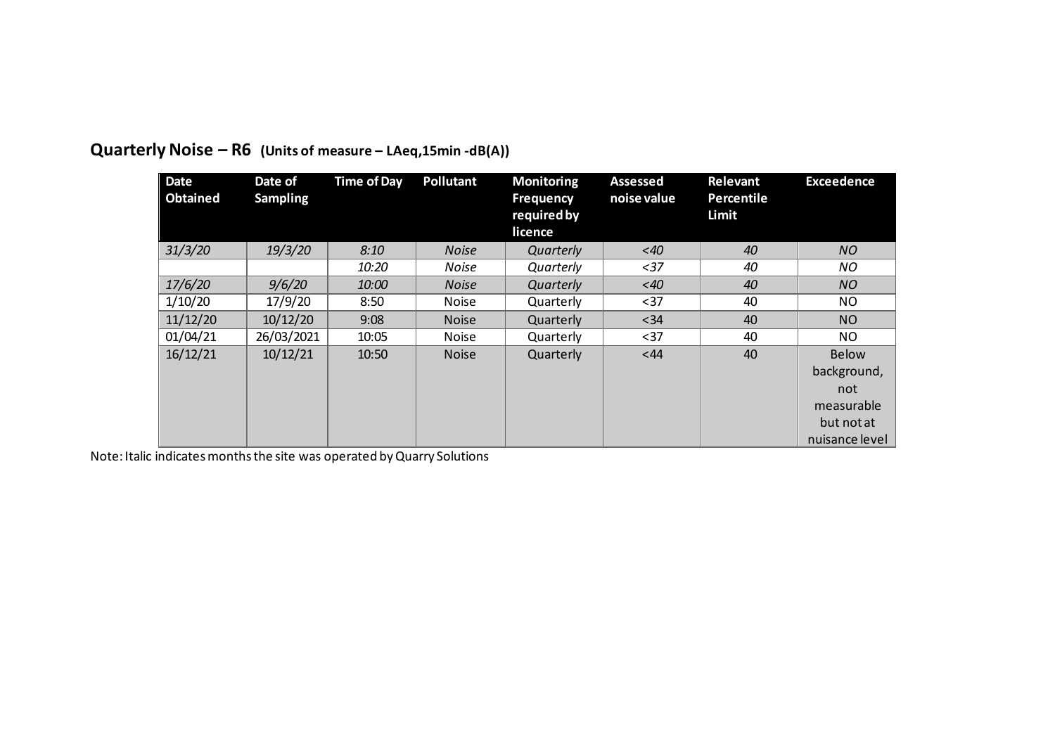## **Quarterly Noise – R6** **(Units of measure – LAeq,15min -dB(A))**

| Date Obtained | Date of Sampling | Time of Day | Pollutant | Monitoring Frequency required by licence | Assessed noise value | Relevant Percentile Limit | Exceedence |
|---|---|---|---|---|---|---|---|
| *31/3/20* | *19/3/20* | *8:10* | *Noise* | *Quarterly* | *<40* | *40* | *NO* |
| | | *10:20* | *Noise* | *Quarterly* | *<37* | *40* | *NO* |
| *17/6/20* | *9/6/20* | *10:00* | *Noise* | *Quarterly* | *<40* | *40* | *NO* |
| 1/10/20 | 17/9/20 | 8:50 | Noise | Quarterly | <37 | 40 | NO |
| 11/12/20 | 10/12/20 | 9:08 | Noise | Quarterly | <34 | 40 | NO |
| 01/04/21 | 26/03/2021 | 10:05 | Noise | Quarterly | <37 | 40 | NO |
| 16/12/21 | 10/12/21 | 10:50 | Noise | Quarterly | <44 | 40 | Below background, not measurable but not at nuisance level |

Note: Italic indicates months the site was operated by Quarry Solutions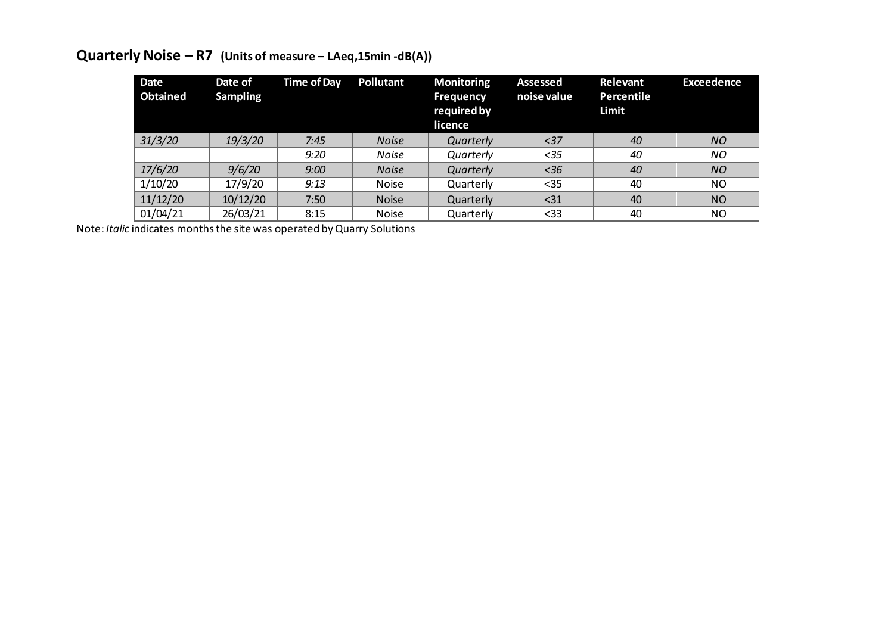## Quarterly Noise – R7 (Units of measure – LAeq,15min -dB(A))

| Date Obtained | Date of Sampling | Time of Day | Pollutant | Monitoring Frequency required by licence | Assessed noise value | Relevant Percentile Limit | Exceedence |
|---|---|---|---|---|---|---|---|
| *31/3/20* | *19/3/20* | *7:45* | *Noise* | *Quarterly* | *<37* | *40* | *NO* |
| | | *9:20* | *Noise* | *Quarterly* | *<35* | *40* | *NO* |
| *17/6/20* | *9/6/20* | *9:00* | *Noise* | *Quarterly* | *<36* | *40* | *NO* |
| 1/10/20 | 17/9/20 | *9:13* | Noise | Quarterly | <35 | 40 | NO |
| 11/12/20 | 10/12/20 | 7:50 | Noise | Quarterly | <31 | 40 | NO |
| 01/04/21 | 26/03/21 | 8:15 | Noise | Quarterly | <33 | 40 | NO |

Note: *Italic* indicates months the site was operated by Quarry Solutions